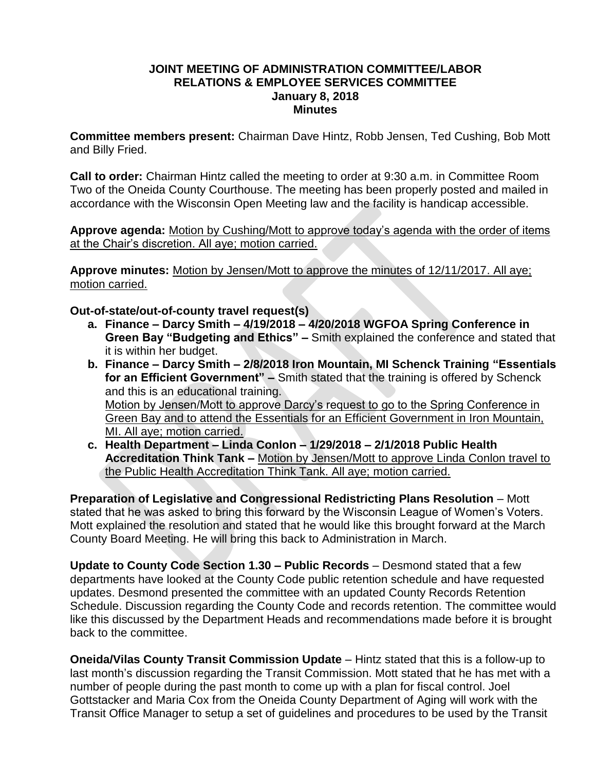# JOINT MEETING OF ADMINISTRATION COMMITTEE/LABOR RELATIONS & EMPLOYEE SERVICES COMMITTEE
## January 8, 2018
## Minutes

**Committee members present:** Chairman Dave Hintz, Robb Jensen, Ted Cushing, Bob Mott and Billy Fried.

**Call to order:** Chairman Hintz called the meeting to order at 9:30 a.m. in Committee Room Two of the Oneida County Courthouse. The meeting has been properly posted and mailed in accordance with the Wisconsin Open Meeting law and the facility is handicap accessible.

**Approve agenda:** <u>Motion by Cushing/Mott to approve today's agenda with the order of items at the Chair's discretion. All aye; motion carried.</u>

**Approve minutes:** <u>Motion by Jensen/Mott to approve the minutes of 12/11/2017. All aye; motion carried.</u>

**Out-of-state/out-of-county travel request(s)**

a. **Finance – Darcy Smith – 4/19/2018 – 4/20/2018 WGFOA Spring Conference in Green Bay "Budgeting and Ethics" –** Smith explained the conference and stated that it is within her budget.

b. **Finance – Darcy Smith – 2/8/2018 Iron Mountain, MI Schenck Training "Essentials for an Efficient Government" –** Smith stated that the training is offered by Schenck and this is an educational training.
<u>Motion by Jensen/Mott to approve Darcy's request to go to the Spring Conference in Green Bay and to attend the Essentials for an Efficient Government in Iron Mountain, MI. All aye; motion carried.</u>

c. **Health Department – Linda Conlon – 1/29/2018 – 2/1/2018 Public Health Accreditation Think Tank –** <u>Motion by Jensen/Mott to approve Linda Conlon travel to the Public Health Accreditation Think Tank. All aye; motion carried.</u>

**Preparation of Legislative and Congressional Redistricting Plans Resolution** – Mott stated that he was asked to bring this forward by the Wisconsin League of Women's Voters. Mott explained the resolution and stated that he would like this brought forward at the March County Board Meeting. He will bring this back to Administration in March.

**Update to County Code Section 1.30 – Public Records** – Desmond stated that a few departments have looked at the County Code public retention schedule and have requested updates. Desmond presented the committee with an updated County Records Retention Schedule. Discussion regarding the County Code and records retention. The committee would like this discussed by the Department Heads and recommendations made before it is brought back to the committee.

**Oneida/Vilas County Transit Commission Update** – Hintz stated that this is a follow-up to last month's discussion regarding the Transit Commission. Mott stated that he has met with a number of people during the past month to come up with a plan for fiscal control. Joel Gottstacker and Maria Cox from the Oneida County Department of Aging will work with the Transit Office Manager to setup a set of guidelines and procedures to be used by the Transit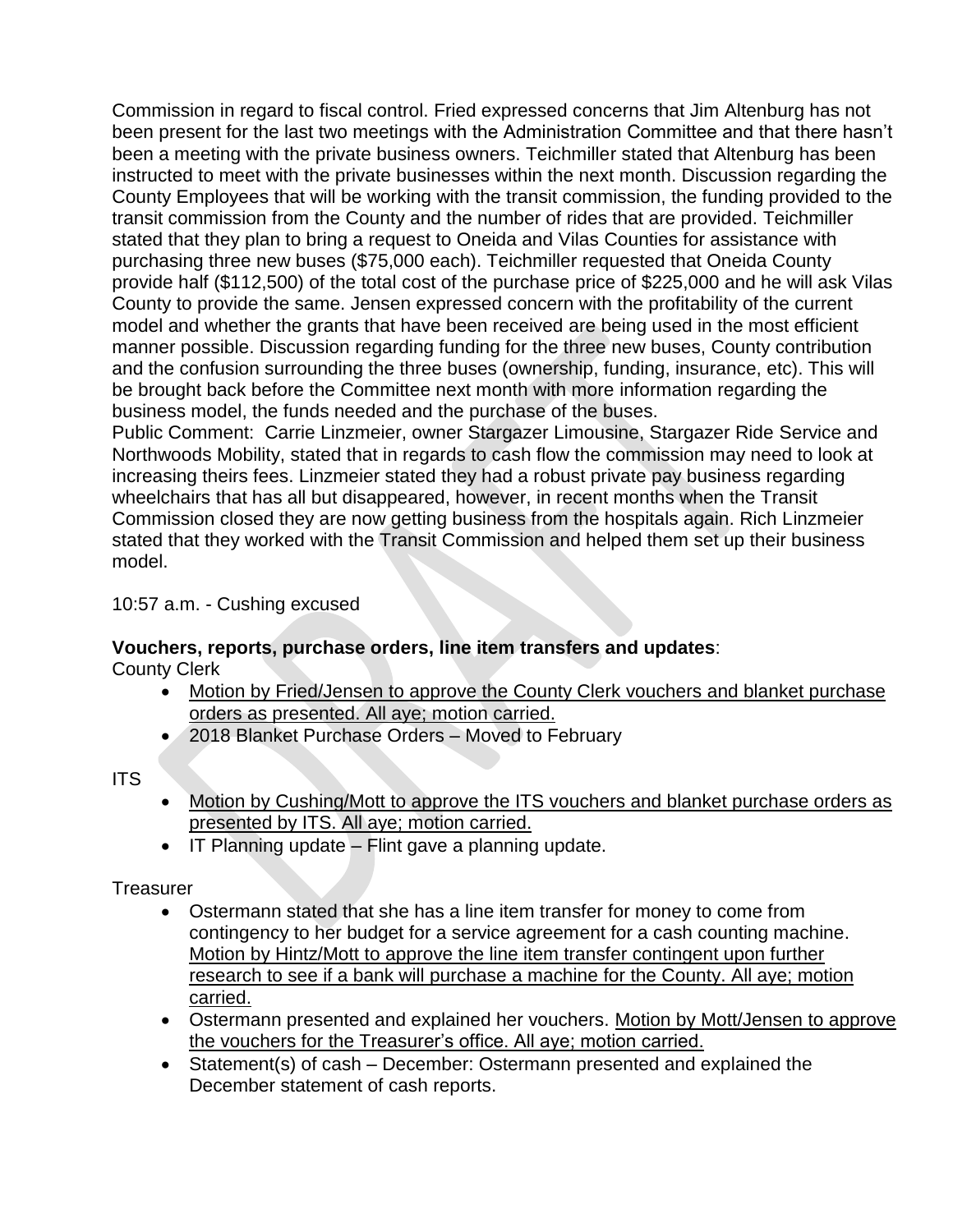Commission in regard to fiscal control. Fried expressed concerns that Jim Altenburg has not been present for the last two meetings with the Administration Committee and that there hasn't been a meeting with the private business owners. Teichmiller stated that Altenburg has been instructed to meet with the private businesses within the next month. Discussion regarding the County Employees that will be working with the transit commission, the funding provided to the transit commission from the County and the number of rides that are provided. Teichmiller stated that they plan to bring a request to Oneida and Vilas Counties for assistance with purchasing three new buses ($75,000 each). Teichmiller requested that Oneida County provide half ($112,500) of the total cost of the purchase price of $225,000 and he will ask Vilas County to provide the same. Jensen expressed concern with the profitability of the current model and whether the grants that have been received are being used in the most efficient manner possible. Discussion regarding funding for the three new buses, County contribution and the confusion surrounding the three buses (ownership, funding, insurance, etc). This will be brought back before the Committee next month with more information regarding the business model, the funds needed and the purchase of the buses.
Public Comment: Carrie Linzmeier, owner Stargazer Limousine, Stargazer Ride Service and Northwoods Mobility, stated that in regards to cash flow the commission may need to look at increasing theirs fees. Linzmeier stated they had a robust private pay business regarding wheelchairs that has all but disappeared, however, in recent months when the Transit Commission closed they are now getting business from the hospitals again. Rich Linzmeier stated that they worked with the Transit Commission and helped them set up their business model.

10:57 a.m. - Cushing excused

**Vouchers, reports, purchase orders, line item transfers and updates**:
County Clerk

- Motion by Fried/Jensen to approve the County Clerk vouchers and blanket purchase orders as presented. All aye; motion carried.
- 2018 Blanket Purchase Orders – Moved to February

ITS

- Motion by Cushing/Mott to approve the ITS vouchers and blanket purchase orders as presented by ITS. All aye; motion carried.
- IT Planning update – Flint gave a planning update.

Treasurer

- Ostermann stated that she has a line item transfer for money to come from contingency to her budget for a service agreement for a cash counting machine. Motion by Hintz/Mott to approve the line item transfer contingent upon further research to see if a bank will purchase a machine for the County. All aye; motion carried.
- Ostermann presented and explained her vouchers. Motion by Mott/Jensen to approve the vouchers for the Treasurer's office. All aye; motion carried.
- Statement(s) of cash – December: Ostermann presented and explained the December statement of cash reports.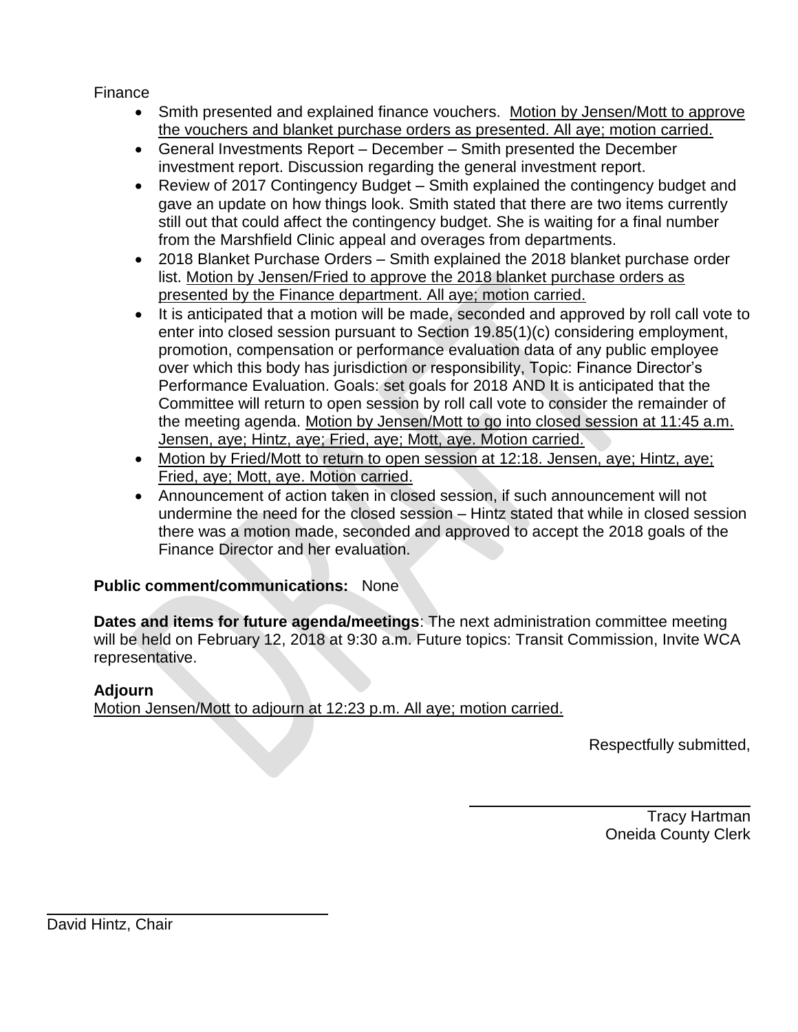Finance

- Smith presented and explained finance vouchers. <u>Motion by Jensen/Mott to approve the vouchers and blanket purchase orders as presented. All aye; motion carried.</u>
- General Investments Report – December – Smith presented the December investment report. Discussion regarding the general investment report.
- Review of 2017 Contingency Budget – Smith explained the contingency budget and gave an update on how things look. Smith stated that there are two items currently still out that could affect the contingency budget. She is waiting for a final number from the Marshfield Clinic appeal and overages from departments.
- 2018 Blanket Purchase Orders – Smith explained the 2018 blanket purchase order list. <u>Motion by Jensen/Fried to approve the 2018 blanket purchase orders as presented by the Finance department. All aye; motion carried.</u>
- It is anticipated that a motion will be made, seconded and approved by roll call vote to enter into closed session pursuant to Section 19.85(1)(c) considering employment, promotion, compensation or performance evaluation data of any public employee over which this body has jurisdiction or responsibility, Topic: Finance Director's Performance Evaluation. Goals: set goals for 2018 AND It is anticipated that the Committee will return to open session by roll call vote to consider the remainder of the meeting agenda. <u>Motion by Jensen/Mott to go into closed session at 11:45 a.m. Jensen, aye; Hintz, aye; Fried, aye; Mott, aye. Motion carried.</u>
- <u>Motion by Fried/Mott to return to open session at 12:18. Jensen, aye; Hintz, aye; Fried, aye; Mott, aye. Motion carried.</u>
- Announcement of action taken in closed session, if such announcement will not undermine the need for the closed session – Hintz stated that while in closed session there was a motion made, seconded and approved to accept the 2018 goals of the Finance Director and her evaluation.

**Public comment/communications:** None

**Dates and items for future agenda/meetings**: The next administration committee meeting will be held on February 12, 2018 at 9:30 a.m. Future topics: Transit Commission, Invite WCA representative.

**Adjourn**

<u>Motion Jensen/Mott to adjourn at 12:23 p.m. All aye; motion carried.</u>

Respectfully submitted,

\_\_\_\_\_\_\_\_\_\_\_\_\_\_\_\_\_\_\_\_\_\_\_\_\_\_\_\_\_\_

Tracy Hartman
Oneida County Clerk

\_\_\_\_\_\_\_\_\_\_\_\_\_\_\_\_\_\_\_\_\_\_\_\_\_\_\_\_\_\_

David Hintz, Chair